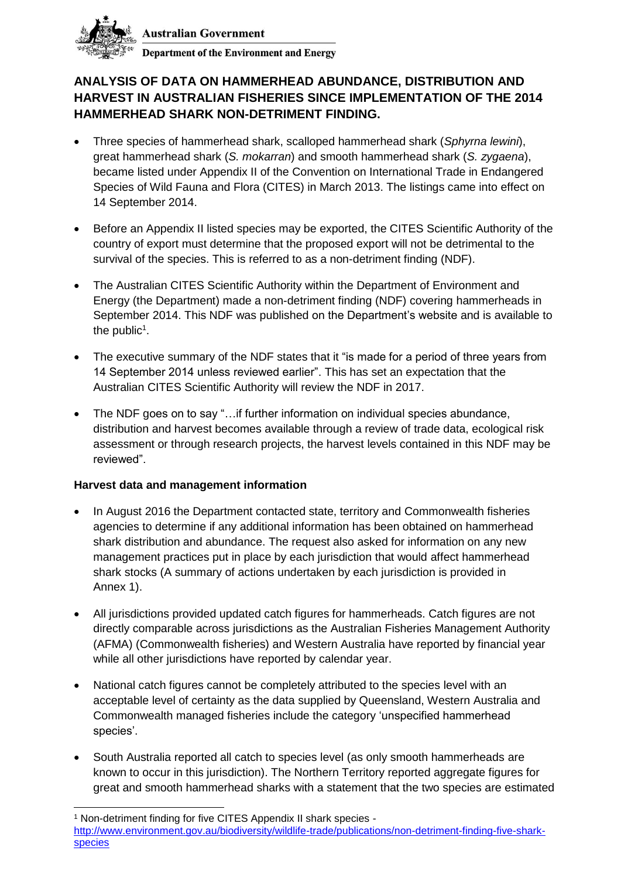Australian Government

Department of the Environment and Energy

# ANALYSIS OF DATA ON HAMMERHEAD ABUNDANCE, DISTRIBUTION AND HARVEST IN AUSTRALIAN FISHERIES SINCE IMPLEMENTATION OF THE 2014 HAMMERHEAD SHARK NON-DETRIMENT FINDING.

- Three species of hammerhead shark, scalloped hammerhead shark (*Sphyrna lewini*), great hammerhead shark (*S. mokarran*) and smooth hammerhead shark (*S. zygaena*), became listed under Appendix II of the Convention on International Trade in Endangered Species of Wild Fauna and Flora (CITES) in March 2013. The listings came into effect on 14 September 2014.
- Before an Appendix II listed species may be exported, the CITES Scientific Authority of the country of export must determine that the proposed export will not be detrimental to the survival of the species. This is referred to as a non-detriment finding (NDF).
- The Australian CITES Scientific Authority within the Department of Environment and Energy (the Department) made a non-detriment finding (NDF) covering hammerheads in September 2014. This NDF was published on the Department's website and is available to the public[1].
- The executive summary of the NDF states that it "is made for a period of three years from 14 September 2014 unless reviewed earlier". This has set an expectation that the Australian CITES Scientific Authority will review the NDF in 2017.
- The NDF goes on to say "…if further information on individual species abundance, distribution and harvest becomes available through a review of trade data, ecological risk assessment or through research projects, the harvest levels contained in this NDF may be reviewed".

## Harvest data and management information

- In August 2016 the Department contacted state, territory and Commonwealth fisheries agencies to determine if any additional information has been obtained on hammerhead shark distribution and abundance. The request also asked for information on any new management practices put in place by each jurisdiction that would affect hammerhead shark stocks (A summary of actions undertaken by each jurisdiction is provided in Annex 1).
- All jurisdictions provided updated catch figures for hammerheads. Catch figures are not directly comparable across jurisdictions as the Australian Fisheries Management Authority (AFMA) (Commonwealth fisheries) and Western Australia have reported by financial year while all other jurisdictions have reported by calendar year.
- National catch figures cannot be completely attributed to the species level with an acceptable level of certainty as the data supplied by Queensland, Western Australia and Commonwealth managed fisheries include the category 'unspecified hammerhead species'.
- South Australia reported all catch to species level (as only smooth hammerheads are known to occur in this jurisdiction). The Northern Territory reported aggregate figures for great and smooth hammerhead sharks with a statement that the two species are estimated

[1] Non-detriment finding for five CITES Appendix II shark species - http://www.environment.gov.au/biodiversity/wildlife-trade/publications/non-detriment-finding-five-shark-species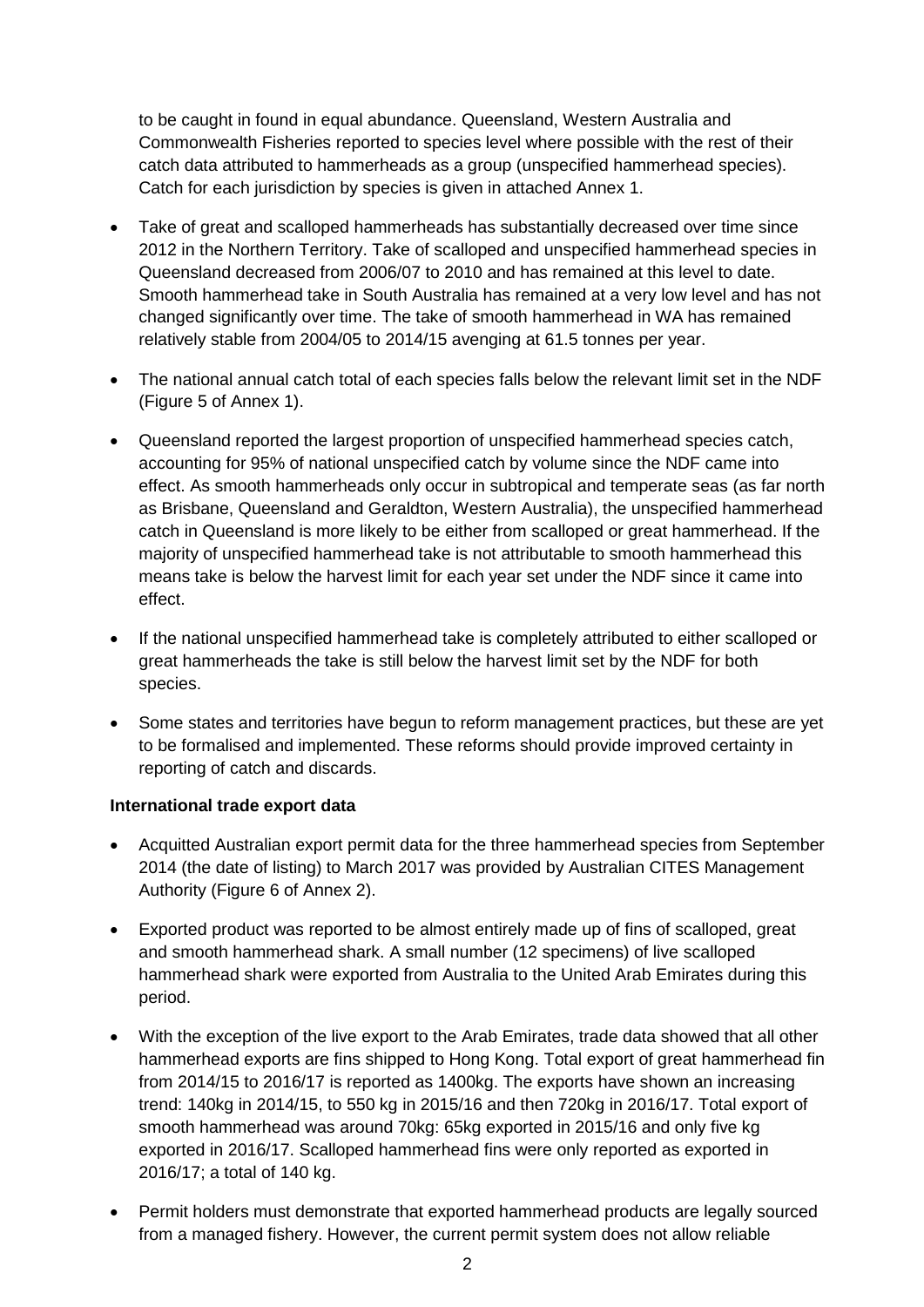to be caught in found in equal abundance. Queensland, Western Australia and Commonwealth Fisheries reported to species level where possible with the rest of their catch data attributed to hammerheads as a group (unspecified hammerhead species). Catch for each jurisdiction by species is given in attached Annex 1.

- Take of great and scalloped hammerheads has substantially decreased over time since 2012 in the Northern Territory. Take of scalloped and unspecified hammerhead species in Queensland decreased from 2006/07 to 2010 and has remained at this level to date. Smooth hammerhead take in South Australia has remained at a very low level and has not changed significantly over time. The take of smooth hammerhead in WA has remained relatively stable from 2004/05 to 2014/15 avenging at 61.5 tonnes per year.
- The national annual catch total of each species falls below the relevant limit set in the NDF (Figure 5 of Annex 1).
- Queensland reported the largest proportion of unspecified hammerhead species catch, accounting for 95% of national unspecified catch by volume since the NDF came into effect. As smooth hammerheads only occur in subtropical and temperate seas (as far north as Brisbane, Queensland and Geraldton, Western Australia), the unspecified hammerhead catch in Queensland is more likely to be either from scalloped or great hammerhead. If the majority of unspecified hammerhead take is not attributable to smooth hammerhead this means take is below the harvest limit for each year set under the NDF since it came into effect.
- If the national unspecified hammerhead take is completely attributed to either scalloped or great hammerheads the take is still below the harvest limit set by the NDF for both species.
- Some states and territories have begun to reform management practices, but these are yet to be formalised and implemented. These reforms should provide improved certainty in reporting of catch and discards.

**International trade export data**

- Acquitted Australian export permit data for the three hammerhead species from September 2014 (the date of listing) to March 2017 was provided by Australian CITES Management Authority (Figure 6 of Annex 2).
- Exported product was reported to be almost entirely made up of fins of scalloped, great and smooth hammerhead shark. A small number (12 specimens) of live scalloped hammerhead shark were exported from Australia to the United Arab Emirates during this period.
- With the exception of the live export to the Arab Emirates, trade data showed that all other hammerhead exports are fins shipped to Hong Kong. Total export of great hammerhead fin from 2014/15 to 2016/17 is reported as 1400kg. The exports have shown an increasing trend: 140kg in 2014/15, to 550 kg in 2015/16 and then 720kg in 2016/17. Total export of smooth hammerhead was around 70kg: 65kg exported in 2015/16 and only five kg exported in 2016/17. Scalloped hammerhead fins were only reported as exported in 2016/17; a total of 140 kg.
- Permit holders must demonstrate that exported hammerhead products are legally sourced from a managed fishery. However, the current permit system does not allow reliable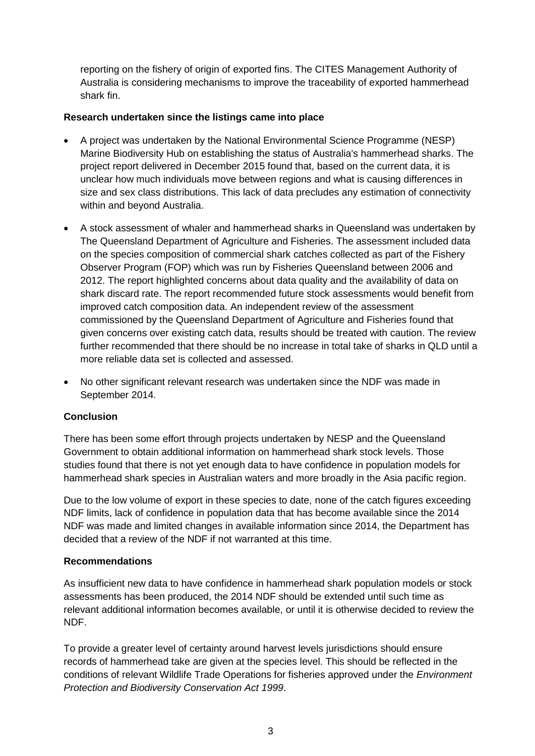reporting on the fishery of origin of exported fins. The CITES Management Authority of Australia is considering mechanisms to improve the traceability of exported hammerhead shark fin.

**Research undertaken since the listings came into place**

- A project was undertaken by the National Environmental Science Programme (NESP) Marine Biodiversity Hub on establishing the status of Australia's hammerhead sharks. The project report delivered in December 2015 found that, based on the current data, it is unclear how much individuals move between regions and what is causing differences in size and sex class distributions. This lack of data precludes any estimation of connectivity within and beyond Australia.
- A stock assessment of whaler and hammerhead sharks in Queensland was undertaken by The Queensland Department of Agriculture and Fisheries. The assessment included data on the species composition of commercial shark catches collected as part of the Fishery Observer Program (FOP) which was run by Fisheries Queensland between 2006 and 2012. The report highlighted concerns about data quality and the availability of data on shark discard rate. The report recommended future stock assessments would benefit from improved catch composition data. An independent review of the assessment commissioned by the Queensland Department of Agriculture and Fisheries found that given concerns over existing catch data, results should be treated with caution. The review further recommended that there should be no increase in total take of sharks in QLD until a more reliable data set is collected and assessed.
- No other significant relevant research was undertaken since the NDF was made in September 2014.

**Conclusion**

There has been some effort through projects undertaken by NESP and the Queensland Government to obtain additional information on hammerhead shark stock levels. Those studies found that there is not yet enough data to have confidence in population models for hammerhead shark species in Australian waters and more broadly in the Asia pacific region.

Due to the low volume of export in these species to date, none of the catch figures exceeding NDF limits, lack of confidence in population data that has become available since the 2014 NDF was made and limited changes in available information since 2014, the Department has decided that a review of the NDF if not warranted at this time.

**Recommendations**

As insufficient new data to have confidence in hammerhead shark population models or stock assessments has been produced, the 2014 NDF should be extended until such time as relevant additional information becomes available, or until it is otherwise decided to review the NDF.

To provide a greater level of certainty around harvest levels jurisdictions should ensure records of hammerhead take are given at the species level. This should be reflected in the conditions of relevant Wildlife Trade Operations for fisheries approved under the *Environment Protection and Biodiversity Conservation Act 1999*.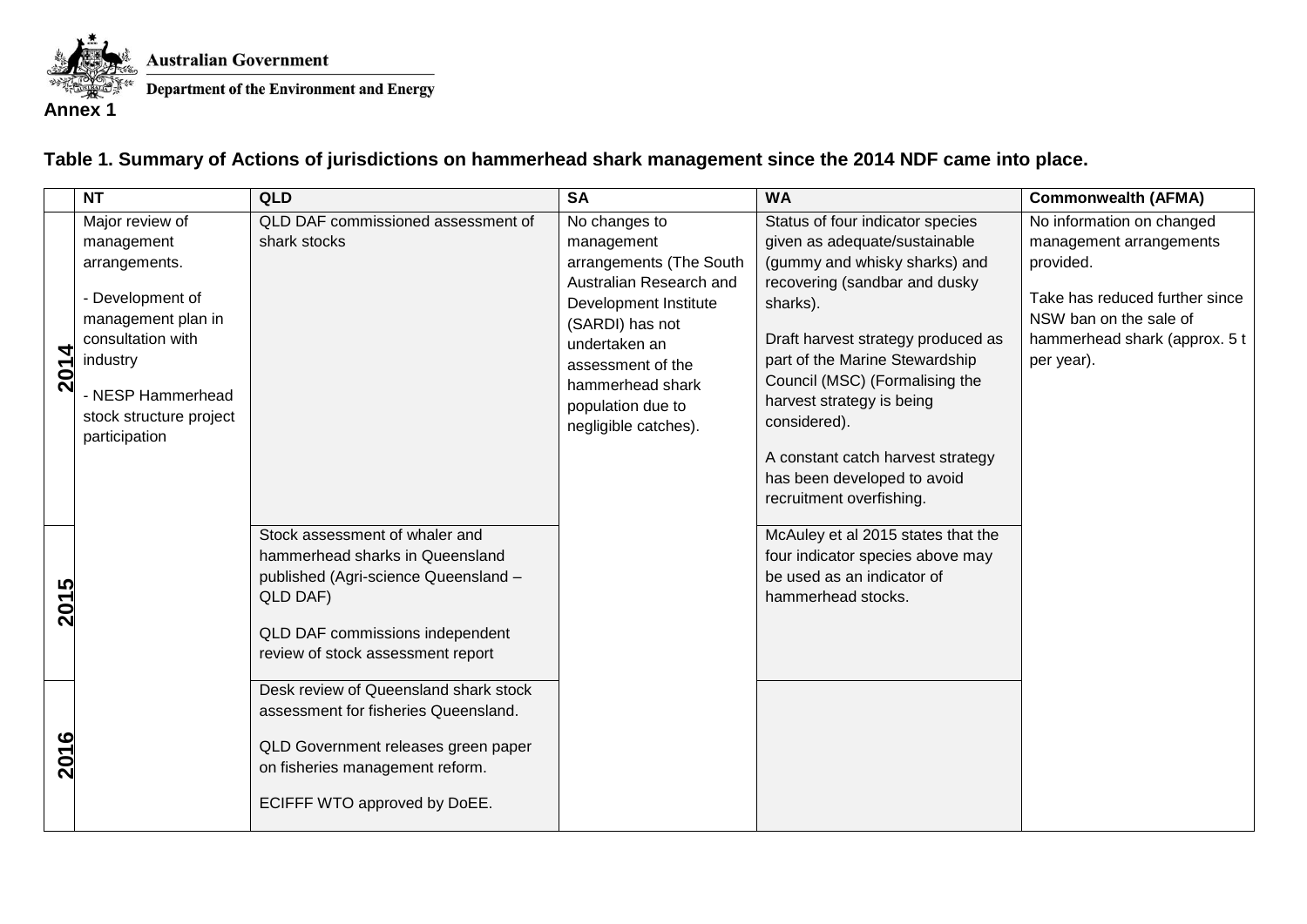Australian Government

Department of the Environment and Energy

**Annex 1**

**Table 1. Summary of Actions of jurisdictions on hammerhead shark management since the 2014 NDF came into place.**

| | NT | QLD | SA | WA | Commonwealth (AFMA) |
|---|---|---|---|---|---|
| **2014** | Major review of management arrangements.<br><br>- Development of management plan in consultation with industry<br><br>- NESP Hammerhead stock structure project participation | QLD DAF commissioned assessment of shark stocks | No changes to management arrangements (The South Australian Research and Development Institute (SARDI) has not undertaken an assessment of the hammerhead shark population due to negligible catches). | Status of four indicator species given as adequate/sustainable (gummy and whisky sharks) and recovering (sandbar and dusky sharks).<br><br>Draft harvest strategy produced as part of the Marine Stewardship Council (MSC) (Formalising the harvest strategy is being considered).<br><br>A constant catch harvest strategy has been developed to avoid recruitment overfishing. | No information on changed management arrangements provided.<br><br>Take has reduced further since NSW ban on the sale of hammerhead shark (approx. 5 t per year). |
| **2015** | | Stock assessment of whaler and hammerhead sharks in Queensland published (Agri-science Queensland – QLD DAF)<br><br>QLD DAF commissions independent review of stock assessment report | | McAuley et al 2015 states that the four indicator species above may be used as an indicator of hammerhead stocks. | |
| **2016** | | Desk review of Queensland shark stock assessment for fisheries Queensland.<br><br>QLD Government releases green paper on fisheries management reform.<br><br>ECIFFF WTO approved by DoEE. | | | |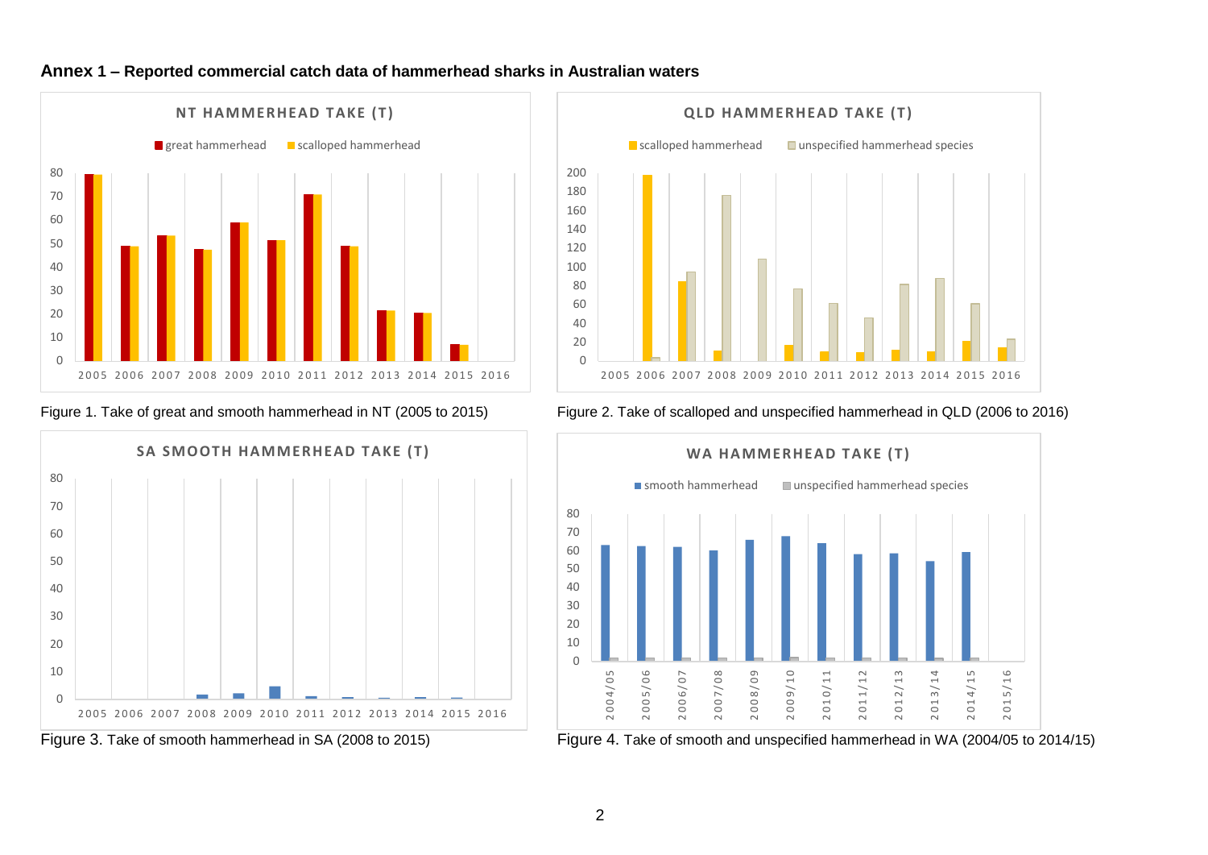**Annex 1 – Reported commercial catch data of hammerhead sharks in Australian waters**

Figure 1. Take of great and smooth hammerhead in NT (2005 to 2015)

Figure 2. Take of scalloped and unspecified hammerhead in QLD (2006 to 2016)

Figure 3. Take of smooth hammerhead in SA (2008 to 2015)

Figure 4. Take of smooth and unspecified hammerhead in WA (2004/05 to 2014/15)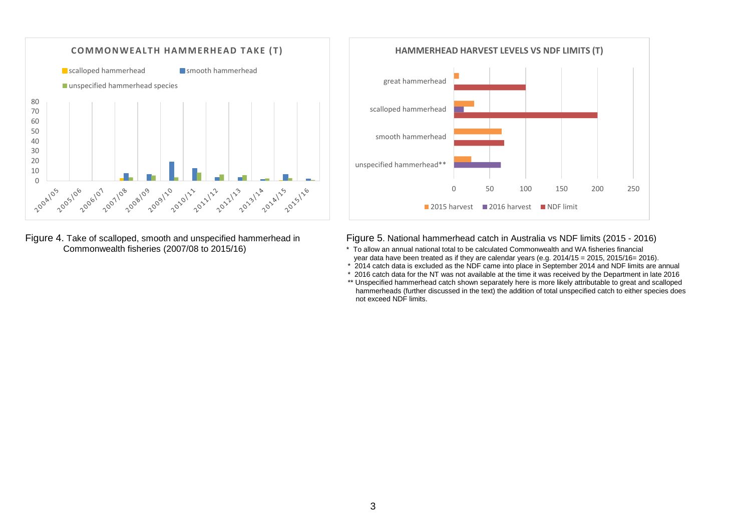Figure 4. Take of scalloped, smooth and unspecified hammerhead in Commonwealth fisheries (2007/08 to 2015/16)

Figure 5. National hammerhead catch in Australia vs NDF limits (2015 - 2016)

* To allow an annual national total to be calculated Commonwealth and WA fisheries financial year data have been treated as if they are calendar years (e.g. 2014/15 = 2015, 2015/16= 2016).
* 2014 catch data is excluded as the NDF came into place in September 2014 and NDF limits are annual
* 2016 catch data for the NT was not available at the time it was received by the Department in late 2016

** Unspecified hammerhead catch shown separately here is more likely attributable to great and scalloped hammerheads (further discussed in the text) the addition of total unspecified catch to either species does not exceed NDF limits.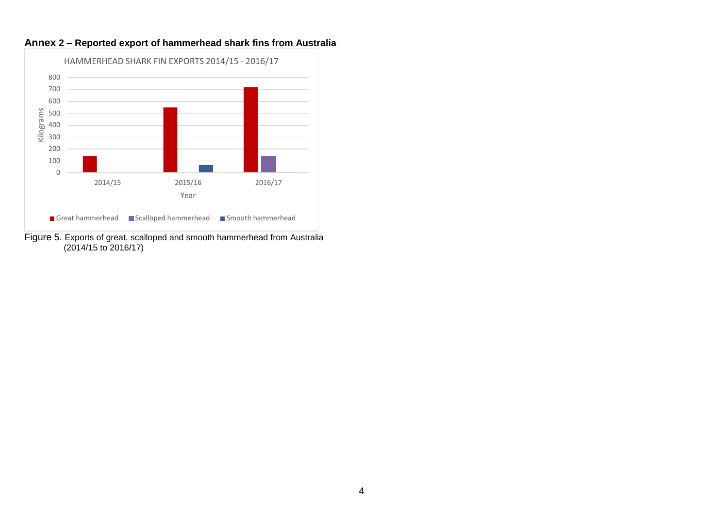## Annex 2 – Reported export of hammerhead shark fins from Australia

HAMMERHEAD SHARK FIN EXPORTS 2014/15 - 2016/17

Kilograms

800
700
600
500
400
300
200
100
0

2014/15
2015/16
2016/17

Year

Great hammerhead
Scalloped hammerhead
Smooth hammerhead

Figure 5. Exports of great, scalloped and smooth hammerhead from Australia (2014/15 to 2016/17)